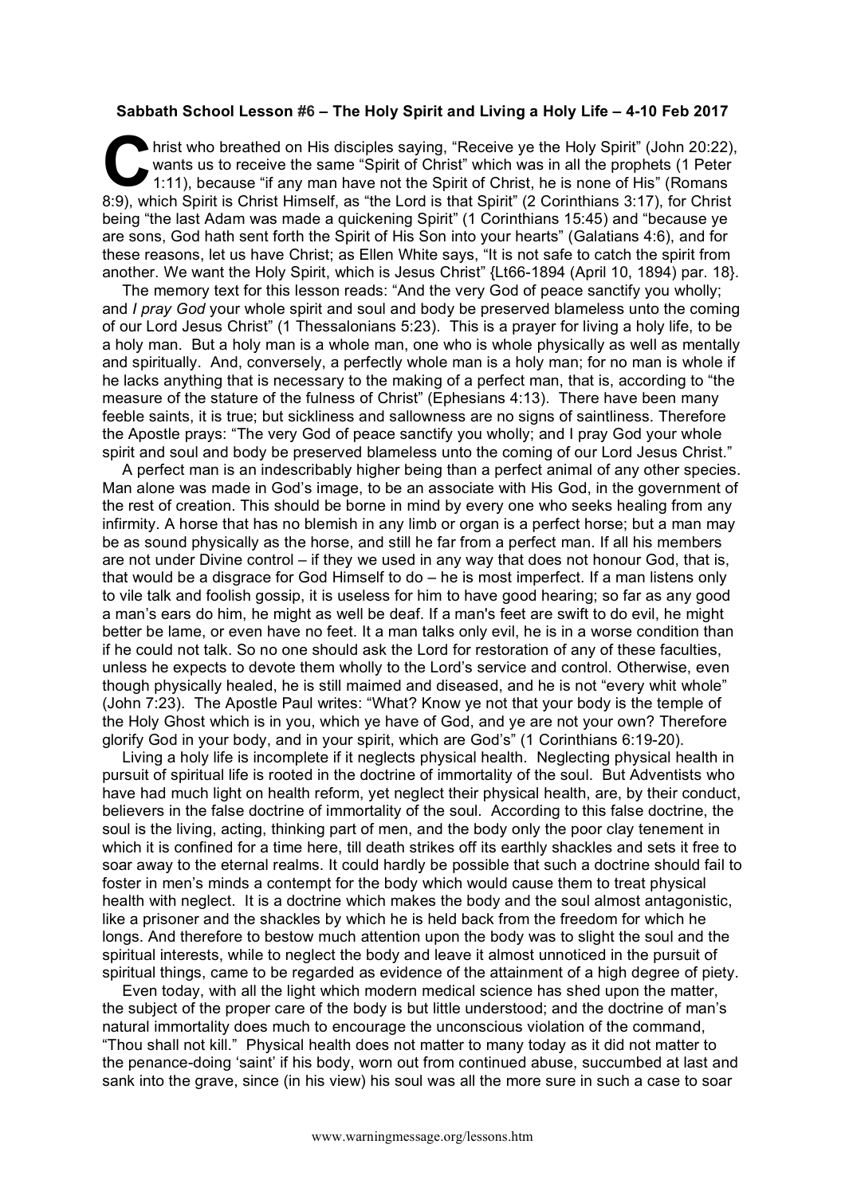**Sabbath School Lesson #6 – The Holy Spirit and Living a Holy Life – 4-10 Feb 2017**

Christ who breathed on His disciples saying, "Receive ye the Holy Spirit" (John 20:22), wants us to receive the same "Spirit of Christ" which was in all the prophets (1 Peter 1:11), because "if any man have not the Spirit of Christ, he is none of His" (Romans 8:9), which Spirit is Christ Himself, as "the Lord is that Spirit" (2 Corinthians 3:17), for Christ being "the last Adam was made a quickening Spirit" (1 Corinthians 15:45) and "because ye are sons, God hath sent forth the Spirit of His Son into your hearts" (Galatians 4:6), and for these reasons, let us have Christ; as Ellen White says, "It is not safe to catch the spirit from another. We want the Holy Spirit, which is Jesus Christ" {Lt66-1894 (April 10, 1894) par. 18}.

The memory text for this lesson reads: "And the very God of peace sanctify you wholly; and *I pray God* your whole spirit and soul and body be preserved blameless unto the coming of our Lord Jesus Christ" (1 Thessalonians 5:23). This is a prayer for living a holy life, to be a holy man. But a holy man is a whole man, one who is whole physically as well as mentally and spiritually. And, conversely, a perfectly whole man is a holy man; for no man is whole if he lacks anything that is necessary to the making of a perfect man, that is, according to "the measure of the stature of the fulness of Christ" (Ephesians 4:13). There have been many feeble saints, it is true; but sickliness and sallowness are no signs of saintliness. Therefore the Apostle prays: "The very God of peace sanctify you wholly; and I pray God your whole spirit and soul and body be preserved blameless unto the coming of our Lord Jesus Christ."

A perfect man is an indescribably higher being than a perfect animal of any other species. Man alone was made in God's image, to be an associate with His God, in the government of the rest of creation. This should be borne in mind by every one who seeks healing from any infirmity. A horse that has no blemish in any limb or organ is a perfect horse; but a man may be as sound physically as the horse, and still he far from a perfect man. If all his members are not under Divine control – if they we used in any way that does not honour God, that is, that would be a disgrace for God Himself to do – he is most imperfect. If a man listens only to vile talk and foolish gossip, it is useless for him to have good hearing; so far as any good a man's ears do him, he might as well be deaf. If a man's feet are swift to do evil, he might better be lame, or even have no feet. It a man talks only evil, he is in a worse condition than if he could not talk. So no one should ask the Lord for restoration of any of these faculties, unless he expects to devote them wholly to the Lord's service and control. Otherwise, even though physically healed, he is still maimed and diseased, and he is not "every whit whole" (John 7:23). The Apostle Paul writes: "What? Know ye not that your body is the temple of the Holy Ghost which is in you, which ye have of God, and ye are not your own? Therefore glorify God in your body, and in your spirit, which are God's" (1 Corinthians 6:19-20).

Living a holy life is incomplete if it neglects physical health. Neglecting physical health in pursuit of spiritual life is rooted in the doctrine of immortality of the soul. But Adventists who have had much light on health reform, yet neglect their physical health, are, by their conduct, believers in the false doctrine of immortality of the soul. According to this false doctrine, the soul is the living, acting, thinking part of men, and the body only the poor clay tenement in which it is confined for a time here, till death strikes off its earthly shackles and sets it free to soar away to the eternal realms. It could hardly be possible that such a doctrine should fail to foster in men's minds a contempt for the body which would cause them to treat physical health with neglect. It is a doctrine which makes the body and the soul almost antagonistic, like a prisoner and the shackles by which he is held back from the freedom for which he longs. And therefore to bestow much attention upon the body was to slight the soul and the spiritual interests, while to neglect the body and leave it almost unnoticed in the pursuit of spiritual things, came to be regarded as evidence of the attainment of a high degree of piety.

Even today, with all the light which modern medical science has shed upon the matter, the subject of the proper care of the body is but little understood; and the doctrine of man's natural immortality does much to encourage the unconscious violation of the command, "Thou shall not kill." Physical health does not matter to many today as it did not matter to the penance-doing 'saint' if his body, worn out from continued abuse, succumbed at last and sank into the grave, since (in his view) his soul was all the more sure in such a case to soar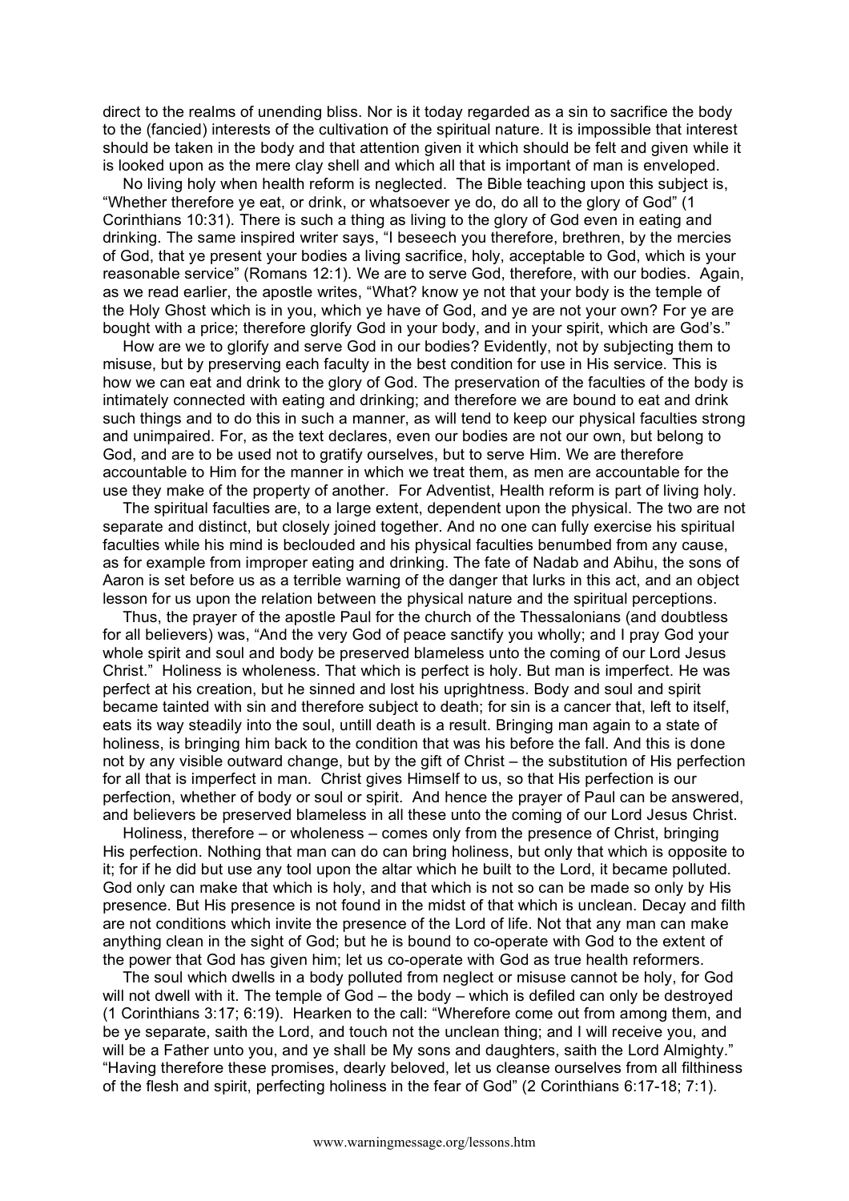direct to the realms of unending bliss. Nor is it today regarded as a sin to sacrifice the body to the (fancied) interests of the cultivation of the spiritual nature. It is impossible that interest should be taken in the body and that attention given it which should be felt and given while it is looked upon as the mere clay shell and which all that is important of man is enveloped.

No living holy when health reform is neglected. The Bible teaching upon this subject is, "Whether therefore ye eat, or drink, or whatsoever ye do, do all to the glory of God" (1 Corinthians 10:31). There is such a thing as living to the glory of God even in eating and drinking. The same inspired writer says, "I beseech you therefore, brethren, by the mercies of God, that ye present your bodies a living sacrifice, holy, acceptable to God, which is your reasonable service" (Romans 12:1). We are to serve God, therefore, with our bodies. Again, as we read earlier, the apostle writes, "What? know ye not that your body is the temple of the Holy Ghost which is in you, which ye have of God, and ye are not your own? For ye are bought with a price; therefore glorify God in your body, and in your spirit, which are God's."

How are we to glorify and serve God in our bodies? Evidently, not by subjecting them to misuse, but by preserving each faculty in the best condition for use in His service. This is how we can eat and drink to the glory of God. The preservation of the faculties of the body is intimately connected with eating and drinking; and therefore we are bound to eat and drink such things and to do this in such a manner, as will tend to keep our physical faculties strong and unimpaired. For, as the text declares, even our bodies are not our own, but belong to God, and are to be used not to gratify ourselves, but to serve Him. We are therefore accountable to Him for the manner in which we treat them, as men are accountable for the use they make of the property of another. For Adventist, Health reform is part of living holy.

The spiritual faculties are, to a large extent, dependent upon the physical. The two are not separate and distinct, but closely joined together. And no one can fully exercise his spiritual faculties while his mind is beclouded and his physical faculties benumbed from any cause, as for example from improper eating and drinking. The fate of Nadab and Abihu, the sons of Aaron is set before us as a terrible warning of the danger that lurks in this act, and an object lesson for us upon the relation between the physical nature and the spiritual perceptions.

Thus, the prayer of the apostle Paul for the church of the Thessalonians (and doubtless for all believers) was, "And the very God of peace sanctify you wholly; and I pray God your whole spirit and soul and body be preserved blameless unto the coming of our Lord Jesus Christ." Holiness is wholeness. That which is perfect is holy. But man is imperfect. He was perfect at his creation, but he sinned and lost his uprightness. Body and soul and spirit became tainted with sin and therefore subject to death; for sin is a cancer that, left to itself, eats its way steadily into the soul, untill death is a result. Bringing man again to a state of holiness, is bringing him back to the condition that was his before the fall. And this is done not by any visible outward change, but by the gift of Christ – the substitution of His perfection for all that is imperfect in man. Christ gives Himself to us, so that His perfection is our perfection, whether of body or soul or spirit. And hence the prayer of Paul can be answered, and believers be preserved blameless in all these unto the coming of our Lord Jesus Christ.

Holiness, therefore – or wholeness – comes only from the presence of Christ, bringing His perfection. Nothing that man can do can bring holiness, but only that which is opposite to it; for if he did but use any tool upon the altar which he built to the Lord, it became polluted. God only can make that which is holy, and that which is not so can be made so only by His presence. But His presence is not found in the midst of that which is unclean. Decay and filth are not conditions which invite the presence of the Lord of life. Not that any man can make anything clean in the sight of God; but he is bound to co-operate with God to the extent of the power that God has given him; let us co-operate with God as true health reformers.

The soul which dwells in a body polluted from neglect or misuse cannot be holy, for God will not dwell with it. The temple of God – the body – which is defiled can only be destroyed (1 Corinthians 3:17; 6:19). Hearken to the call: "Wherefore come out from among them, and be ye separate, saith the Lord, and touch not the unclean thing; and I will receive you, and will be a Father unto you, and ye shall be My sons and daughters, saith the Lord Almighty." "Having therefore these promises, dearly beloved, let us cleanse ourselves from all filthiness of the flesh and spirit, perfecting holiness in the fear of God" (2 Corinthians 6:17-18; 7:1).

www.warningmessage.org/lessons.htm